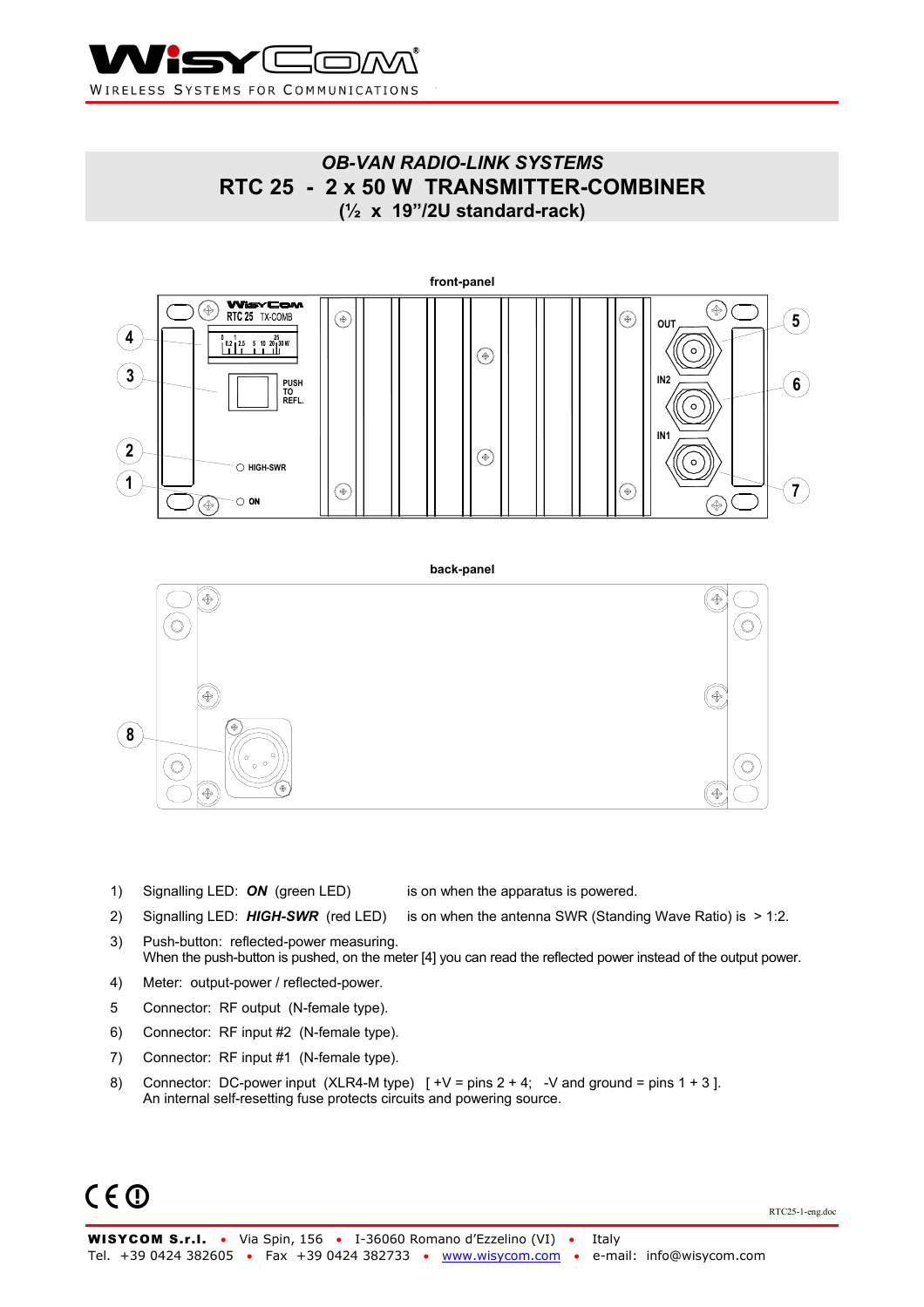WISYCOM

WIRELESS SYSTEMS FOR COMMUNICATIONS

# *OB-VAN RADIO-LINK SYSTEMS*
# RTC 25 - 2 x 50 W TRANSMITTER-COMBINER
## (½ x 19"/2U standard-rack)

**front-panel**

**back-panel**

1) Signalling LED: ***ON*** (green LED) is on when the apparatus is powered.
2) Signalling LED: ***HIGH-SWR*** (red LED) is on when the antenna SWR (Standing Wave Ratio) is > 1:2.
3) Push-button: reflected-power measuring.
   When the push-button is pushed, on the meter [4] you can read the reflected power instead of the output power.
4) Meter: output-power / reflected-power.
5) Connector: RF output (N-female type).
6) Connector: RF input #2 (N-female type).
7) Connector: RF input #1 (N-female type).
8) Connector: DC-power input (XLR4-M type) [ +V = pins 2 + 4; -V and ground = pins 1 + 3 ].
   An internal self-resetting fuse protects circuits and powering source.

CE ⓘ

RTC25-1-eng.doc

**WISYCOM S.r.l.** • Via Spin, 156 • I-36060 Romano d'Ezzelino (VI) • Italy
Tel. +39 0424 382605 • Fax +39 0424 382733 • www.wisycom.com • e-mail: info@wisycom.com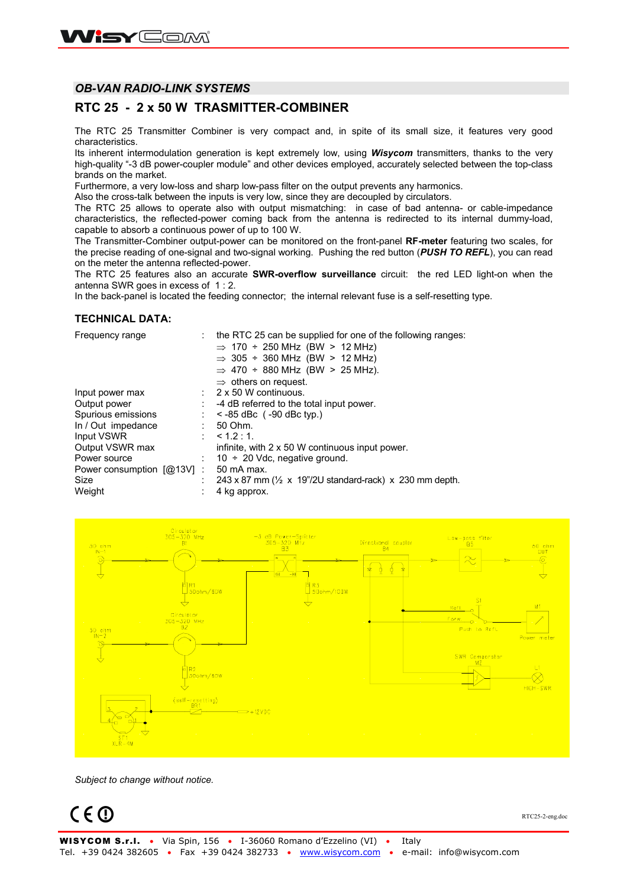## *OB-VAN RADIO-LINK SYSTEMS*

# RTC 25 - 2 x 50 W TRASMITTER-COMBINER

The RTC 25 Transmitter Combiner is very compact and, in spite of its small size, it features very good characteristics.
Its inherent intermodulation generation is kept extremely low, using ***Wisycom*** transmitters, thanks to the very high-quality "-3 dB power-coupler module" and other devices employed, accurately selected between the top-class brands on the market.
Furthermore, a very low-loss and sharp low-pass filter on the output prevents any harmonics.
Also the cross-talk between the inputs is very low, since they are decoupled by circulators.
The RTC 25 allows to operate also with output mismatching: in case of bad antenna- or cable-impedance characteristics, the reflected-power coming back from the antenna is redirected to its internal dummy-load, capable to absorb a continuous power of up to 100 W.
The Transmitter-Combiner output-power can be monitored on the front-panel **RF-meter** featuring two scales, for the precise reading of one-signal and two-signal working. Pushing the red button (***PUSH TO REFL***), you can read on the meter the antenna reflected-power.
The RTC 25 features also an accurate **SWR-overflow surveillance** circuit: the red LED light-on when the antenna SWR goes in excess of 1 : 2.
In the back-panel is located the feeding connector; the internal relevant fuse is a self-resetting type.

## TECHNICAL DATA:

| | | |
|---|---|---|
| Frequency range | : | the RTC 25 can be supplied for one of the following ranges:<br>⇒ 170 ÷ 250 MHz (BW > 12 MHz)<br>⇒ 305 ÷ 360 MHz (BW > 12 MHz)<br>⇒ 470 ÷ 880 MHz (BW > 25 MHz).<br>⇒ others on request. |
| Input power max | : | 2 x 50 W continuous. |
| Output power | : | -4 dB referred to the total input power. |
| Spurious emissions | : | < -85 dBc ( -90 dBc typ.) |
| In / Out impedance | : | 50 Ohm. |
| Input VSWR | : | < 1.2 : 1. |
| Output VSWR max | | infinite, with 2 x 50 W continuous input power. |
| Power source | : | 10 ÷ 20 Vdc, negative ground. |
| Power consumption [@13V] | : | 50 mA max. |
| Size | : | 243 x 87 mm (½ x 19"/2U standard-rack) x 230 mm depth. |
| Weight | : | 4 kg approx. |

Circulator 305–320 MHz B1
-3 dB Power-Splitter 305–320 MHz B3
Directional coupler B4
Low-pass filter B5
50 ohm IN-1
50 ohm OUT
R1 50ohm/50W
R3 50ohm/100W
Circulator 305–320 MHz B2
50 ohm IN-2
R2 50ohm/50W
S1
Refl
Forw
Push to Refl
M1
Power meter
SWR Comparator M2
L1
HIGH-SWR
(self-resetting) BRT
+12VDC
SF1 XLR-4M

*Subject to change without notice.*

RTC25-2-eng.doc

**WISYCOM S.r.l.** • Via Spin, 156 • I-36060 Romano d'Ezzelino (VI) • Italy
Tel. +39 0424 382605 • Fax +39 0424 382733 • www.wisycom.com • e-mail: info@wisycom.com